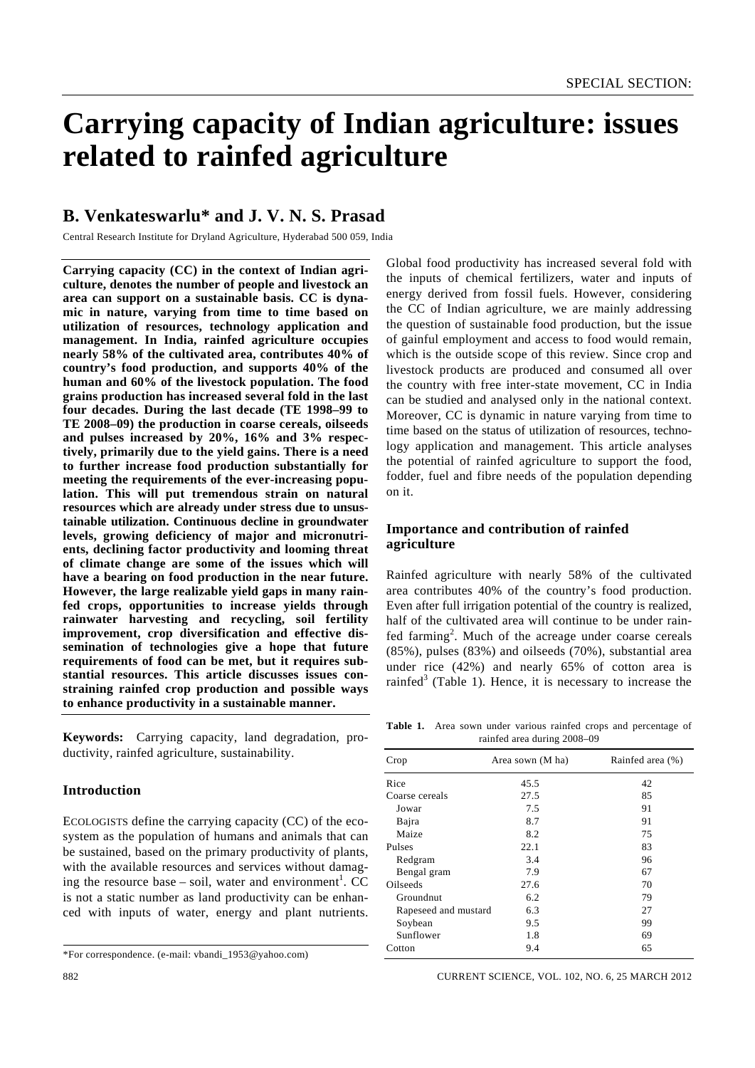SPECIAL SECTION:

# Carrying capacity of Indian agriculture: issues related to rainfed agriculture

## B. Venkateswarlu* and J. V. N. S. Prasad

Central Research Institute for Dryland Agriculture, Hyderabad 500 059, India

**Carrying capacity (CC) in the context of Indian agriculture, denotes the number of people and livestock an area can support on a sustainable basis. CC is dynamic in nature, varying from time to time based on utilization of resources, technology application and management. In India, rainfed agriculture occupies nearly 58% of the cultivated area, contributes 40% of country's food production, and supports 40% of the human and 60% of the livestock population. The food grains production has increased several fold in the last four decades. During the last decade (TE 1998–99 to TE 2008–09) the production in coarse cereals, oilseeds and pulses increased by 20%, 16% and 3% respectively, primarily due to the yield gains. There is a need to further increase food production substantially for meeting the requirements of the ever-increasing population. This will put tremendous strain on natural resources which are already under stress due to unsustainable utilization. Continuous decline in groundwater levels, growing deficiency of major and micronutrients, declining factor productivity and looming threat of climate change are some of the issues which will have a bearing on food production in the near future. However, the large realizable yield gaps in many rainfed crops, opportunities to increase yields through rainwater harvesting and recycling, soil fertility improvement, crop diversification and effective dissemination of technologies give a hope that future requirements of food can be met, but it requires substantial resources. This article discusses issues constraining rainfed crop production and possible ways to enhance productivity in a sustainable manner.**

**Keywords:** Carrying capacity, land degradation, productivity, rainfed agriculture, sustainability.

## Introduction

ECOLOGISTS define the carrying capacity (CC) of the ecosystem as the population of humans and animals that can be sustained, based on the primary productivity of plants, with the available resources and services without damaging the resource base – soil, water and environment[1]. CC is not a static number as land productivity can be enhanced with inputs of water, energy and plant nutrients. Global food productivity has increased several fold with the inputs of chemical fertilizers, water and inputs of energy derived from fossil fuels. However, considering the CC of Indian agriculture, we are mainly addressing the question of sustainable food production, but the issue of gainful employment and access to food would remain, which is the outside scope of this review. Since crop and livestock products are produced and consumed all over the country with free inter-state movement, CC in India can be studied and analysed only in the national context. Moreover, CC is dynamic in nature varying from time to time based on the status of utilization of resources, technology application and management. This article analyses the potential of rainfed agriculture to support the food, fodder, fuel and fibre needs of the population depending on it.

\*For correspondence. (e-mail: vbandi_1953@yahoo.com)

## Importance and contribution of rainfed agriculture

Rainfed agriculture with nearly 58% of the cultivated area contributes 40% of the country's food production. Even after full irrigation potential of the country is realized, half of the cultivated area will continue to be under rainfed farming[2]. Much of the acreage under coarse cereals (85%), pulses (83%) and oilseeds (70%), substantial area under rice (42%) and nearly 65% of cotton area is rainfed[3] (Table 1). Hence, it is necessary to increase the

**Table 1.** Area sown under various rainfed crops and percentage of rainfed area during 2008–09

| Crop | Area sown (M ha) | Rainfed area (%) |
|---|---|---|
| Rice | 45.5 | 42 |
| Coarse cereals | 27.5 | 85 |
| Jowar | 7.5 | 91 |
| Bajra | 8.7 | 91 |
| Maize | 8.2 | 75 |
| Pulses | 22.1 | 83 |
| Redgram | 3.4 | 96 |
| Bengal gram | 7.9 | 67 |
| Oilseeds | 27.6 | 70 |
| Groundnut | 6.2 | 79 |
| Rapeseed and mustard | 6.3 | 27 |
| Soybean | 9.5 | 99 |
| Sunflower | 1.8 | 69 |
| Cotton | 9.4 | 65 |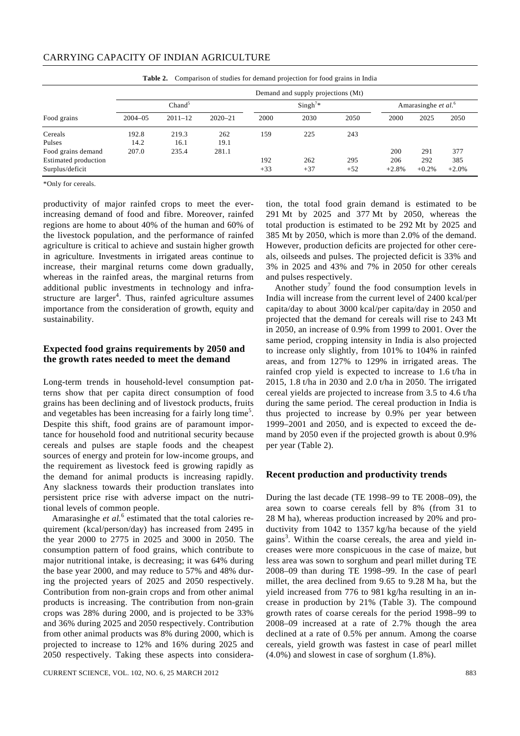**Table 2.** Comparison of studies for demand projection for food grains in India

| Food grains | Demand and supply projections (Mt) | | | | | | | | |
|---|---|---|---|---|---|---|---|---|---|
| | Chand[5] | | | Singh[7]* | | | Amarasinghe *et al.*[6] | | |
| | 2004–05 | 2011–12 | 2020–21 | 2000 | 2030 | 2050 | 2000 | 2025 | 2050 |
| Cereals | 192.8 | 219.3 | 262 | 159 | 225 | 243 | | | |
| Pulses | 14.2 | 16.1 | 19.1 | | | | | | |
| Food grains demand | 207.0 | 235.4 | 281.1 | | | | 200 | 291 | 377 |
| Estimated production | | | | 192 | 262 | 295 | 206 | 292 | 385 |
| Surplus/deficit | | | | +33 | +37 | +52 | +2.8% | +0.2% | +2.0% |

*Only for cereals.

productivity of major rainfed crops to meet the ever-increasing demand of food and fibre. Moreover, rainfed regions are home to about 40% of the human and 60% of the livestock population, and the performance of rainfed agriculture is critical to achieve and sustain higher growth in agriculture. Investments in irrigated areas continue to increase, their marginal returns come down gradually, whereas in the rainfed areas, the marginal returns from additional public investments in technology and infrastructure are larger[4]. Thus, rainfed agriculture assumes importance from the consideration of growth, equity and sustainability.

## Expected food grains requirements by 2050 and the growth rates needed to meet the demand

Long-term trends in household-level consumption patterns show that per capita direct consumption of food grains has been declining and of livestock products, fruits and vegetables has been increasing for a fairly long time[5]. Despite this shift, food grains are of paramount importance for household food and nutritional security because cereals and pulses are staple foods and the cheapest sources of energy and protein for low-income groups, and the requirement as livestock feed is growing rapidly as the demand for animal products is increasing rapidly. Any slackness towards their production translates into persistent price rise with adverse impact on the nutritional levels of common people.

Amarasinghe *et al.*[6] estimated that the total calories requirement (kcal/person/day) has increased from 2495 in the year 2000 to 2775 in 2025 and 3000 in 2050. The consumption pattern of food grains, which contribute to major nutritional intake, is decreasing; it was 64% during the base year 2000, and may reduce to 57% and 48% during the projected years of 2025 and 2050 respectively. Contribution from non-grain crops and from other animal products is increasing. The contribution from non-grain crops was 28% during 2000, and is projected to be 33% and 36% during 2025 and 2050 respectively. Contribution from other animal products was 8% during 2000, which is projected to increase to 12% and 16% during 2025 and 2050 respectively. Taking these aspects into consideration, the total food grain demand is estimated to be 291 Mt by 2025 and 377 Mt by 2050, whereas the total production is estimated to be 292 Mt by 2025 and 385 Mt by 2050, which is more than 2.0% of the demand. However, production deficits are projected for other cereals, oilseeds and pulses. The projected deficit is 33% and 3% in 2025 and 43% and 7% in 2050 for other cereals and pulses respectively.

Another study[7] found the food consumption levels in India will increase from the current level of 2400 kcal/per capita/day to about 3000 kcal/per capita/day in 2050 and projected that the demand for cereals will rise to 243 Mt in 2050, an increase of 0.9% from 1999 to 2001. Over the same period, cropping intensity in India is also projected to increase only slightly, from 101% to 104% in rainfed areas, and from 127% to 129% in irrigated areas. The rainfed crop yield is expected to increase to 1.6 t/ha in 2015, 1.8 t/ha in 2030 and 2.0 t/ha in 2050. The irrigated cereal yields are projected to increase from 3.5 to 4.6 t/ha during the same period. The cereal production in India is thus projected to increase by 0.9% per year between 1999–2001 and 2050, and is expected to exceed the demand by 2050 even if the projected growth is about 0.9% per year (Table 2).

## Recent production and productivity trends

During the last decade (TE 1998–99 to TE 2008–09), the area sown to coarse cereals fell by 8% (from 31 to 28 M ha), whereas production increased by 20% and productivity from 1042 to 1357 kg/ha because of the yield gains[3]. Within the coarse cereals, the area and yield increases were more conspicuous in the case of maize, but less area was sown to sorghum and pearl millet during TE 2008–09 than during TE 1998–99. In the case of pearl millet, the area declined from 9.65 to 9.28 M ha, but the yield increased from 776 to 981 kg/ha resulting in an increase in production by 21% (Table 3). The compound growth rates of coarse cereals for the period 1998–99 to 2008–09 increased at a rate of 2.7% though the area declined at a rate of 0.5% per annum. Among the coarse cereals, yield growth was fastest in case of pearl millet (4.0%) and slowest in case of sorghum (1.8%).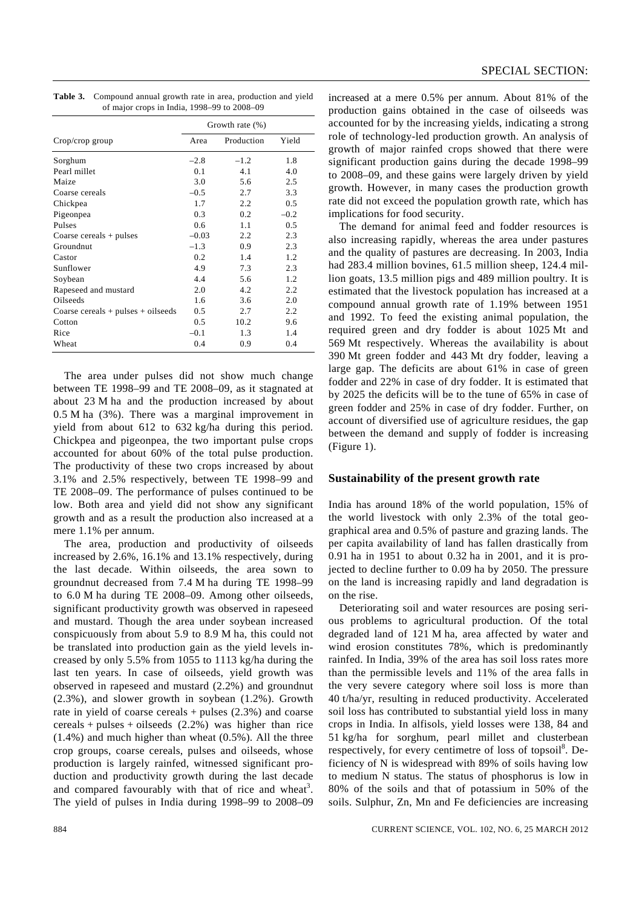**Table 3.** Compound annual growth rate in area, production and yield of major crops in India, 1998–99 to 2008–09

| Crop/crop group | Growth rate (%) | | |
|---|---|---|---|
| | Area | Production | Yield |
| Sorghum | –2.8 | –1.2 | 1.8 |
| Pearl millet | 0.1 | 4.1 | 4.0 |
| Maize | 3.0 | 5.6 | 2.5 |
| Coarse cereals | –0.5 | 2.7 | 3.3 |
| Chickpea | 1.7 | 2.2 | 0.5 |
| Pigeonpea | 0.3 | 0.2 | –0.2 |
| Pulses | 0.6 | 1.1 | 0.5 |
| Coarse cereals + pulses | –0.03 | 2.2 | 2.3 |
| Groundnut | –1.3 | 0.9 | 2.3 |
| Castor | 0.2 | 1.4 | 1.2 |
| Sunflower | 4.9 | 7.3 | 2.3 |
| Soybean | 4.4 | 5.6 | 1.2 |
| Rapeseed and mustard | 2.0 | 4.2 | 2.2 |
| Oilseeds | 1.6 | 3.6 | 2.0 |
| Coarse cereals + pulses + oilseeds | 0.5 | 2.7 | 2.2 |
| Cotton | 0.5 | 10.2 | 9.6 |
| Rice | –0.1 | 1.3 | 1.4 |
| Wheat | 0.4 | 0.9 | 0.4 |

The area under pulses did not show much change between TE 1998–99 and TE 2008–09, as it stagnated at about 23 M ha and the production increased by about 0.5 M ha (3%). There was a marginal improvement in yield from about 612 to 632 kg/ha during this period. Chickpea and pigeonpea, the two important pulse crops accounted for about 60% of the total pulse production. The productivity of these two crops increased by about 3.1% and 2.5% respectively, between TE 1998–99 and TE 2008–09. The performance of pulses continued to be low. Both area and yield did not show any significant growth and as a result the production also increased at a mere 1.1% per annum.

The area, production and productivity of oilseeds increased by 2.6%, 16.1% and 13.1% respectively, during the last decade. Within oilseeds, the area sown to groundnut decreased from 7.4 M ha during TE 1998–99 to 6.0 M ha during TE 2008–09. Among other oilseeds, significant productivity growth was observed in rapeseed and mustard. Though the area under soybean increased conspicuously from about 5.9 to 8.9 M ha, this could not be translated into production gain as the yield levels increased by only 5.5% from 1055 to 1113 kg/ha during the last ten years. In case of oilseeds, yield growth was observed in rapeseed and mustard (2.2%) and groundnut (2.3%), and slower growth in soybean (1.2%). Growth rate in yield of coarse cereals + pulses (2.3%) and coarse cereals + pulses + oilseeds (2.2%) was higher than rice (1.4%) and much higher than wheat (0.5%). All the three crop groups, coarse cereals, pulses and oilseeds, whose production is largely rainfed, witnessed significant production and productivity growth during the last decade and compared favourably with that of rice and wheat[3]. The yield of pulses in India during 1998–99 to 2008–09 increased at a mere 0.5% per annum. About 81% of the production gains obtained in the case of oilseeds was accounted for by the increasing yields, indicating a strong role of technology-led production growth. An analysis of growth of major rainfed crops showed that there were significant production gains during the decade 1998–99 to 2008–09, and these gains were largely driven by yield growth. However, in many cases the production growth rate did not exceed the population growth rate, which has implications for food security.

The demand for animal feed and fodder resources is also increasing rapidly, whereas the area under pastures and the quality of pastures are decreasing. In 2003, India had 283.4 million bovines, 61.5 million sheep, 124.4 million goats, 13.5 million pigs and 489 million poultry. It is estimated that the livestock population has increased at a compound annual growth rate of 1.19% between 1951 and 1992. To feed the existing animal population, the required green and dry fodder is about 1025 Mt and 569 Mt respectively. Whereas the availability is about 390 Mt green fodder and 443 Mt dry fodder, leaving a large gap. The deficits are about 61% in case of green fodder and 22% in case of dry fodder. It is estimated that by 2025 the deficits will be to the tune of 65% in case of green fodder and 25% in case of dry fodder. Further, on account of diversified use of agriculture residues, the gap between the demand and supply of fodder is increasing (Figure 1).

## Sustainability of the present growth rate

India has around 18% of the world population, 15% of the world livestock with only 2.3% of the total geographical area and 0.5% of pasture and grazing lands. The per capita availability of land has fallen drastically from 0.91 ha in 1951 to about 0.32 ha in 2001, and it is projected to decline further to 0.09 ha by 2050. The pressure on the land is increasing rapidly and land degradation is on the rise.

Deteriorating soil and water resources are posing serious problems to agricultural production. Of the total degraded land of 121 M ha, area affected by water and wind erosion constitutes 78%, which is predominantly rainfed. In India, 39% of the area has soil loss rates more than the permissible levels and 11% of the area falls in the very severe category where soil loss is more than 40 t/ha/yr, resulting in reduced productivity. Accelerated soil loss has contributed to substantial yield loss in many crops in India. In alfisols, yield losses were 138, 84 and 51 kg/ha for sorghum, pearl millet and clusterbean respectively, for every centimetre of loss of topsoil[8]. Deficiency of N is widespread with 89% of soils having low to medium N status. The status of phosphorus is low in 80% of the soils and that of potassium in 50% of the soils. Sulphur, Zn, Mn and Fe deficiencies are increasing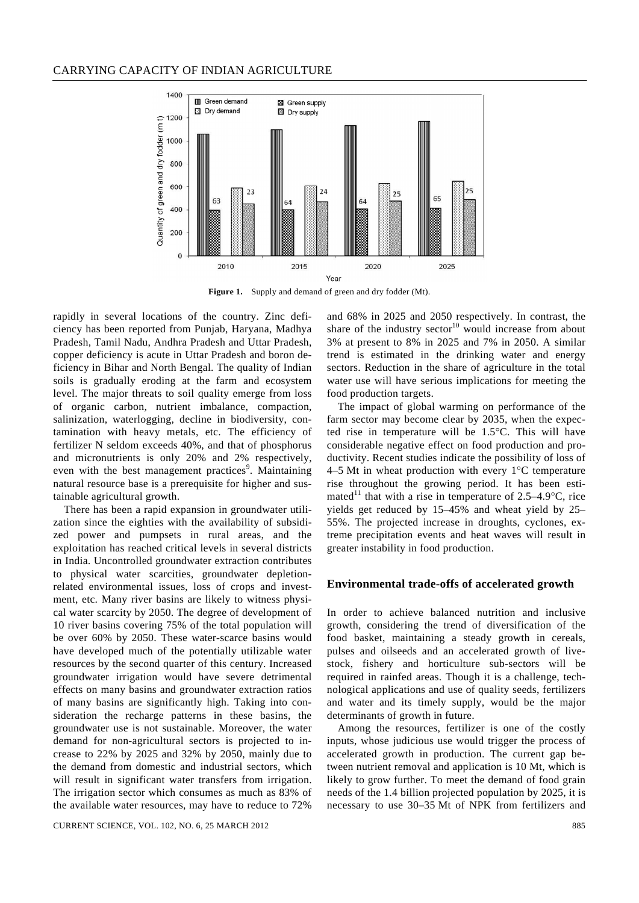**Figure 1.** Supply and demand of green and dry fodder (Mt).

rapidly in several locations of the country. Zinc deficiency has been reported from Punjab, Haryana, Madhya Pradesh, Tamil Nadu, Andhra Pradesh and Uttar Pradesh, copper deficiency is acute in Uttar Pradesh and boron deficiency in Bihar and North Bengal. The quality of Indian soils is gradually eroding at the farm and ecosystem level. The major threats to soil quality emerge from loss of organic carbon, nutrient imbalance, compaction, salinization, waterlogging, decline in biodiversity, contamination with heavy metals, etc. The efficiency of fertilizer N seldom exceeds 40%, and that of phosphorus and micronutrients is only 20% and 2% respectively, even with the best management practices[9]. Maintaining natural resource base is a prerequisite for higher and sustainable agricultural growth.

There has been a rapid expansion in groundwater utilization since the eighties with the availability of subsidized power and pumpsets in rural areas, and the exploitation has reached critical levels in several districts in India. Uncontrolled groundwater extraction contributes to physical water scarcities, groundwater depletion-related environmental issues, loss of crops and investment, etc. Many river basins are likely to witness physical water scarcity by 2050. The degree of development of 10 river basins covering 75% of the total population will be over 60% by 2050. These water-scarce basins would have developed much of the potentially utilizable water resources by the second quarter of this century. Increased groundwater irrigation would have severe detrimental effects on many basins and groundwater extraction ratios of many basins are significantly high. Taking into consideration the recharge patterns in these basins, the groundwater use is not sustainable. Moreover, the water demand for non-agricultural sectors is projected to increase to 22% by 2025 and 32% by 2050, mainly due to the demand from domestic and industrial sectors, which will result in significant water transfers from irrigation. The irrigation sector which consumes as much as 83% of the available water resources, may have to reduce to 72% and 68% in 2025 and 2050 respectively. In contrast, the share of the industry sector[10] would increase from about 3% at present to 8% in 2025 and 7% in 2050. A similar trend is estimated in the drinking water and energy sectors. Reduction in the share of agriculture in the total water use will have serious implications for meeting the food production targets.

The impact of global warming on performance of the farm sector may become clear by 2035, when the expected rise in temperature will be 1.5°C. This will have considerable negative effect on food production and productivity. Recent studies indicate the possibility of loss of 4–5 Mt in wheat production with every 1°C temperature rise throughout the growing period. It has been estimated[11] that with a rise in temperature of 2.5–4.9°C, rice yields get reduced by 15–45% and wheat yield by 25–55%. The projected increase in droughts, cyclones, extreme precipitation events and heat waves will result in greater instability in food production.

## Environmental trade-offs of accelerated growth

In order to achieve balanced nutrition and inclusive growth, considering the trend of diversification of the food basket, maintaining a steady growth in cereals, pulses and oilseeds and an accelerated growth of livestock, fishery and horticulture sub-sectors will be required in rainfed areas. Though it is a challenge, technological applications and use of quality seeds, fertilizers and water and its timely supply, would be the major determinants of growth in future.

Among the resources, fertilizer is one of the costly inputs, whose judicious use would trigger the process of accelerated growth in production. The current gap between nutrient removal and application is 10 Mt, which is likely to grow further. To meet the demand of food grain needs of the 1.4 billion projected population by 2025, it is necessary to use 30–35 Mt of NPK from fertilizers and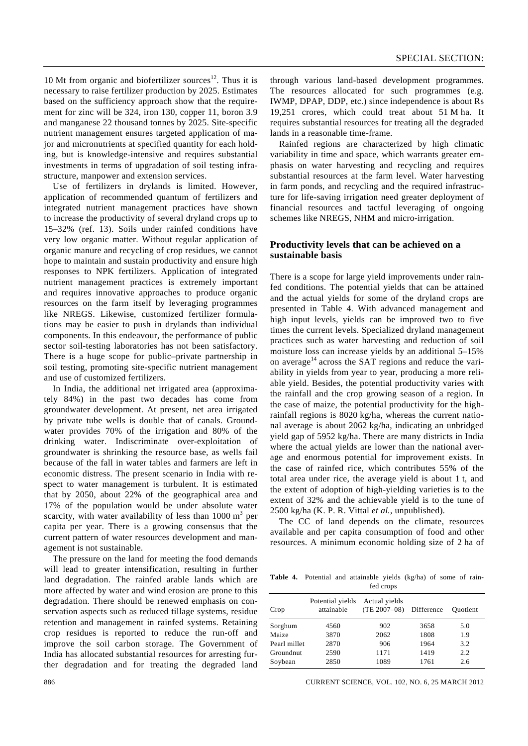10 Mt from organic and biofertilizer sources[12]. Thus it is necessary to raise fertilizer production by 2025. Estimates based on the sufficiency approach show that the requirement for zinc will be 324, iron 130, copper 11, boron 3.9 and manganese 22 thousand tonnes by 2025. Site-specific nutrient management ensures targeted application of major and micronutrients at specified quantity for each holding, but is knowledge-intensive and requires substantial investments in terms of upgradation of soil testing infrastructure, manpower and extension services.

Use of fertilizers in drylands is limited. However, application of recommended quantum of fertilizers and integrated nutrient management practices have shown to increase the productivity of several dryland crops up to 15–32% (ref. 13). Soils under rainfed conditions have very low organic matter. Without regular application of organic manure and recycling of crop residues, we cannot hope to maintain and sustain productivity and ensure high responses to NPK fertilizers. Application of integrated nutrient management practices is extremely important and requires innovative approaches to produce organic resources on the farm itself by leveraging programmes like NREGS. Likewise, customized fertilizer formulations may be easier to push in drylands than individual components. In this endeavour, the performance of public sector soil-testing laboratories has not been satisfactory. There is a huge scope for public–private partnership in soil testing, promoting site-specific nutrient management and use of customized fertilizers.

In India, the additional net irrigated area (approximately 84%) in the past two decades has come from groundwater development. At present, net area irrigated by private tube wells is double that of canals. Groundwater provides 70% of the irrigation and 80% of the drinking water. Indiscriminate over-exploitation of groundwater is shrinking the resource base, as wells fail because of the fall in water tables and farmers are left in economic distress. The present scenario in India with respect to water management is turbulent. It is estimated that by 2050, about 22% of the geographical area and 17% of the population would be under absolute water scarcity, with water availability of less than 1000 $m^3$ per capita per year. There is a growing consensus that the current pattern of water resources development and management is not sustainable.

The pressure on the land for meeting the food demands will lead to greater intensification, resulting in further land degradation. The rainfed arable lands which are more affected by water and wind erosion are prone to this degradation. There should be renewed emphasis on conservation aspects such as reduced tillage systems, residue retention and management in rainfed systems. Retaining crop residues is reported to reduce the run-off and improve the soil carbon storage. The Government of India has allocated substantial resources for arresting further degradation and for treating the degraded land through various land-based development programmes. The resources allocated for such programmes (e.g. IWMP, DPAP, DDP, etc.) since independence is about Rs 19,251 crores, which could treat about 51 M ha. It requires substantial resources for treating all the degraded lands in a reasonable time-frame.

Rainfed regions are characterized by high climatic variability in time and space, which warrants greater emphasis on water harvesting and recycling and requires substantial resources at the farm level. Water harvesting in farm ponds, and recycling and the required infrastructure for life-saving irrigation need greater deployment of financial resources and tactful leveraging of ongoing schemes like NREGS, NHM and micro-irrigation.

## Productivity levels that can be achieved on a sustainable basis

There is a scope for large yield improvements under rainfed conditions. The potential yields that can be attained and the actual yields for some of the dryland crops are presented in Table 4. With advanced management and high input levels, yields can be improved two to five times the current levels. Specialized dryland management practices such as water harvesting and reduction of soil moisture loss can increase yields by an additional 5–15% on average[14] across the SAT regions and reduce the variability in yields from year to year, producing a more reliable yield. Besides, the potential productivity varies with the rainfall and the crop growing season of a region. In the case of maize, the potential productivity for the high-rainfall regions is 8020 kg/ha, whereas the current national average is about 2062 kg/ha, indicating an unbridged yield gap of 5952 kg/ha. There are many districts in India where the actual yields are lower than the national average and enormous potential for improvement exists. In the case of rainfed rice, which contributes 55% of the total area under rice, the average yield is about 1 t, and the extent of adoption of high-yielding varieties is to the extent of 32% and the achievable yield is to the tune of 2500 kg/ha (K. P. R. Vittal *et al.*, unpublished).

The CC of land depends on the climate, resources available and per capita consumption of food and other resources. A minimum economic holding size of 2 ha of

**Table 4.** Potential and attainable yields (kg/ha) of some of rainfed crops

| Crop | Potential yields attainable | Actual yields (TE 2007–08) | Difference | Quotient |
|---|---|---|---|---|
| Sorghum | 4560 | 902 | 3658 | 5.0 |
| Maize | 3870 | 2062 | 1808 | 1.9 |
| Pearl millet | 2870 | 906 | 1964 | 3.2 |
| Groundnut | 2590 | 1171 | 1419 | 2.2 |
| Soybean | 2850 | 1089 | 1761 | 2.6 |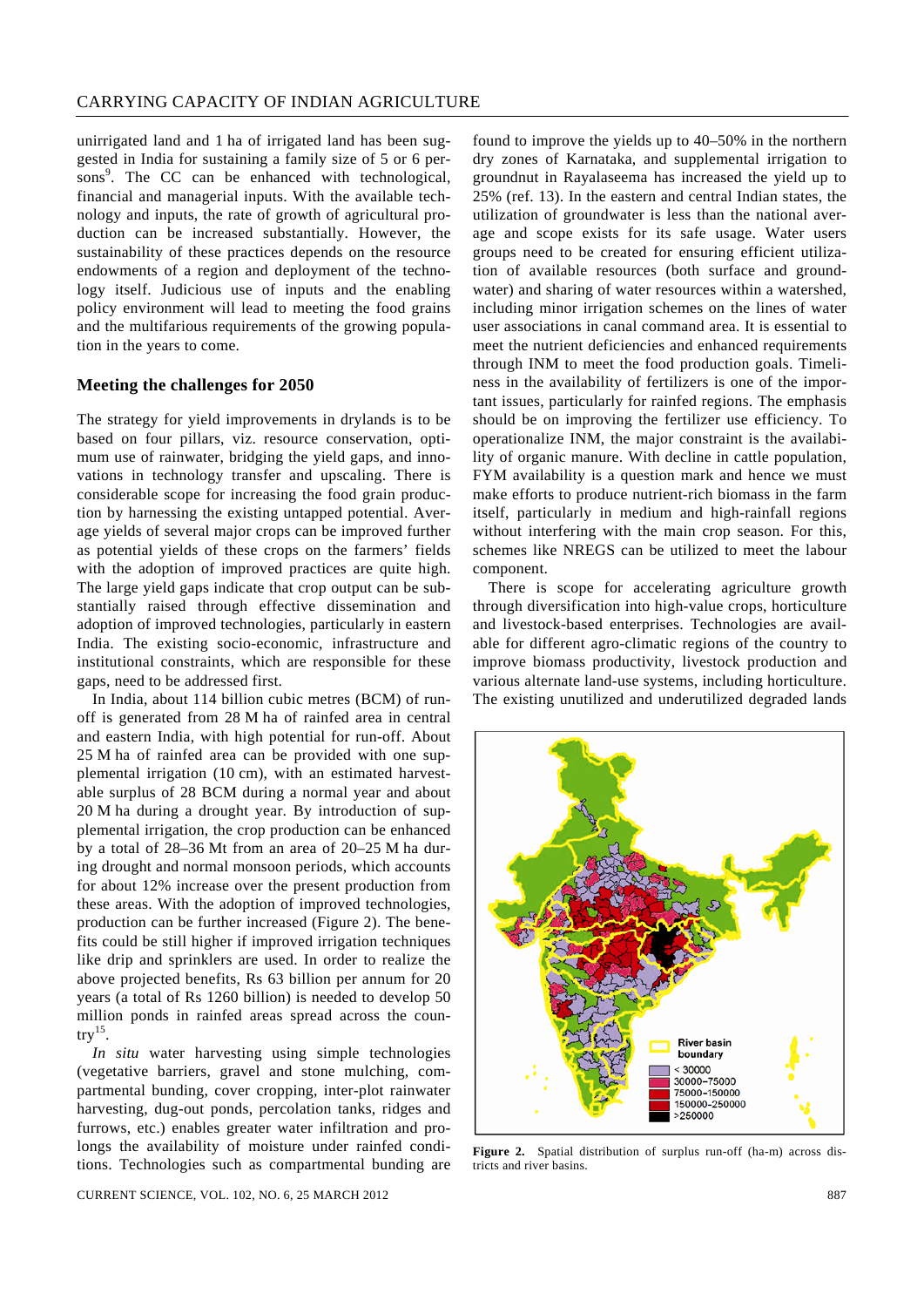unirrigated land and 1 ha of irrigated land has been suggested in India for sustaining a family size of 5 or 6 persons[9]. The CC can be enhanced with technological, financial and managerial inputs. With the available technology and inputs, the rate of growth of agricultural production can be increased substantially. However, the sustainability of these practices depends on the resource endowments of a region and deployment of the technology itself. Judicious use of inputs and the enabling policy environment will lead to meeting the food grains and the multifarious requirements of the growing population in the years to come.

## Meeting the challenges for 2050

The strategy for yield improvements in drylands is to be based on four pillars, viz. resource conservation, optimum use of rainwater, bridging the yield gaps, and innovations in technology transfer and upscaling. There is considerable scope for increasing the food grain production by harnessing the existing untapped potential. Average yields of several major crops can be improved further as potential yields of these crops on the farmers' fields with the adoption of improved practices are quite high. The large yield gaps indicate that crop output can be substantially raised through effective dissemination and adoption of improved technologies, particularly in eastern India. The existing socio-economic, infrastructure and institutional constraints, which are responsible for these gaps, need to be addressed first.

In India, about 114 billion cubic metres (BCM) of runoff is generated from 28 M ha of rainfed area in central and eastern India, with high potential for run-off. About 25 M ha of rainfed area can be provided with one supplemental irrigation (10 cm), with an estimated harvestable surplus of 28 BCM during a normal year and about 20 M ha during a drought year. By introduction of supplemental irrigation, the crop production can be enhanced by a total of 28–36 Mt from an area of 20–25 M ha during drought and normal monsoon periods, which accounts for about 12% increase over the present production from these areas. With the adoption of improved technologies, production can be further increased (Figure 2). The benefits could be still higher if improved irrigation techniques like drip and sprinklers are used. In order to realize the above projected benefits, Rs 63 billion per annum for 20 years (a total of Rs 1260 billion) is needed to develop 50 million ponds in rainfed areas spread across the country[15].

*In situ* water harvesting using simple technologies (vegetative barriers, gravel and stone mulching, compartmental bunding, cover cropping, inter-plot rainwater harvesting, dug-out ponds, percolation tanks, ridges and furrows, etc.) enables greater water infiltration and prolongs the availability of moisture under rainfed conditions. Technologies such as compartmental bunding are found to improve the yields up to 40–50% in the northern dry zones of Karnataka, and supplemental irrigation to groundnut in Rayalaseema has increased the yield up to 25% (ref. 13). In the eastern and central Indian states, the utilization of groundwater is less than the national average and scope exists for its safe usage. Water users groups need to be created for ensuring efficient utilization of available resources (both surface and groundwater) and sharing of water resources within a watershed, including minor irrigation schemes on the lines of water user associations in canal command area. It is essential to meet the nutrient deficiencies and enhanced requirements through INM to meet the food production goals. Timeliness in the availability of fertilizers is one of the important issues, particularly for rainfed regions. The emphasis should be on improving the fertilizer use efficiency. To operationalize INM, the major constraint is the availability of organic manure. With decline in cattle population, FYM availability is a question mark and hence we must make efforts to produce nutrient-rich biomass in the farm itself, particularly in medium and high-rainfall regions without interfering with the main crop season. For this, schemes like NREGS can be utilized to meet the labour component.

There is scope for accelerating agriculture growth through diversification into high-value crops, horticulture and livestock-based enterprises. Technologies are available for different agro-climatic regions of the country to improve biomass productivity, livestock production and various alternate land-use systems, including horticulture. The existing unutilized and underutilized degraded lands

**Figure 2.** Spatial distribution of surplus run-off (ha-m) across districts and river basins.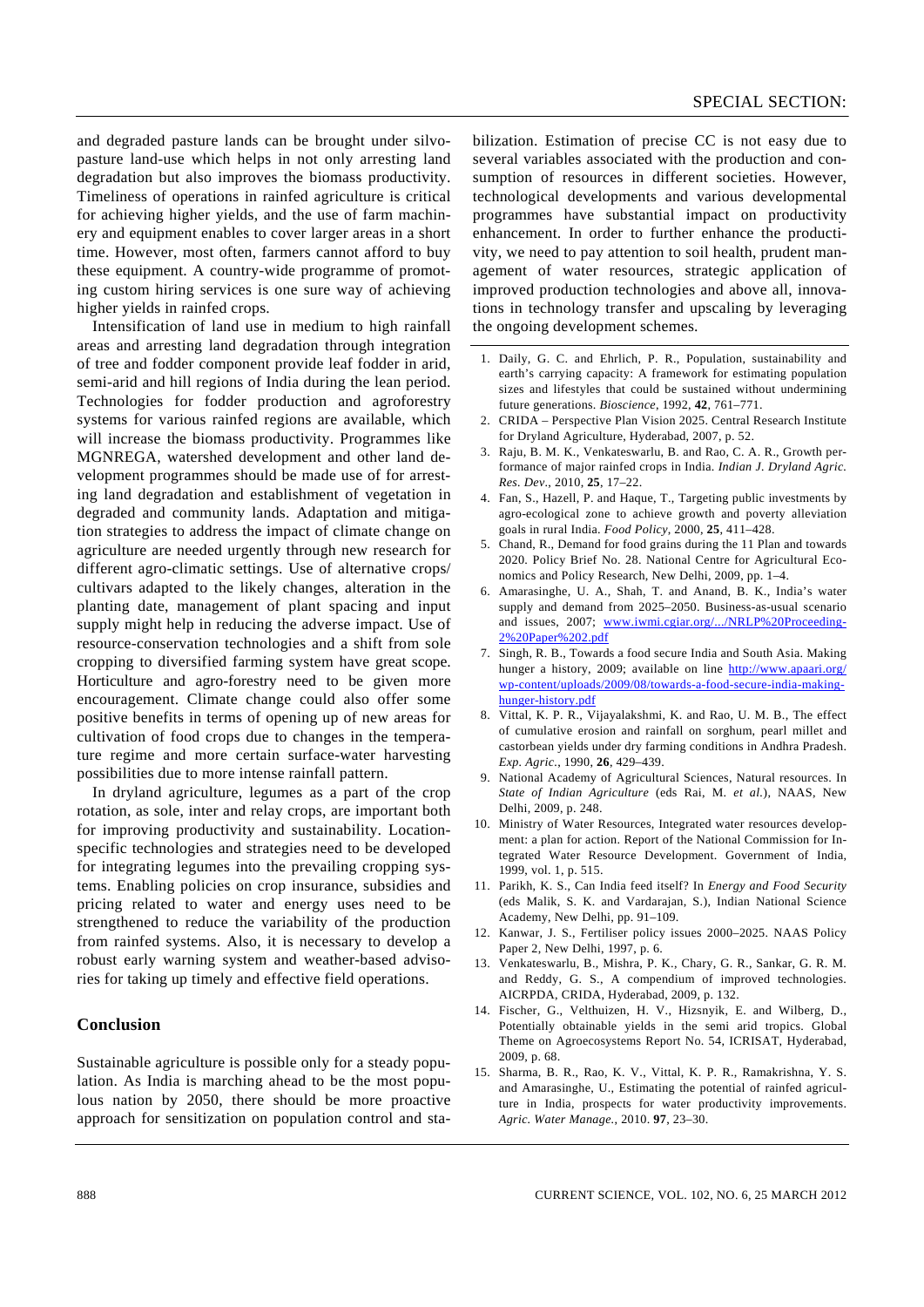and degraded pasture lands can be brought under silvo-pasture land-use which helps in not only arresting land degradation but also improves the biomass productivity. Timeliness of operations in rainfed agriculture is critical for achieving higher yields, and the use of farm machinery and equipment enables to cover larger areas in a short time. However, most often, farmers cannot afford to buy these equipment. A country-wide programme of promoting custom hiring services is one sure way of achieving higher yields in rainfed crops.

Intensification of land use in medium to high rainfall areas and arresting land degradation through integration of tree and fodder component provide leaf fodder in arid, semi-arid and hill regions of India during the lean period. Technologies for fodder production and agroforestry systems for various rainfed regions are available, which will increase the biomass productivity. Programmes like MGNREGA, watershed development and other land development programmes should be made use of for arresting land degradation and establishment of vegetation in degraded and community lands. Adaptation and mitigation strategies to address the impact of climate change on agriculture are needed urgently through new research for different agro-climatic settings. Use of alternative crops/cultivars adapted to the likely changes, alteration in the planting date, management of plant spacing and input supply might help in reducing the adverse impact. Use of resource-conservation technologies and a shift from sole cropping to diversified farming system have great scope. Horticulture and agro-forestry need to be given more encouragement. Climate change could also offer some positive benefits in terms of opening up of new areas for cultivation of food crops due to changes in the temperature regime and more certain surface-water harvesting possibilities due to more intense rainfall pattern.

In dryland agriculture, legumes as a part of the crop rotation, as sole, inter and relay crops, are important both for improving productivity and sustainability. Location-specific technologies and strategies need to be developed for integrating legumes into the prevailing cropping systems. Enabling policies on crop insurance, subsidies and pricing related to water and energy uses need to be strengthened to reduce the variability of the production from rainfed systems. Also, it is necessary to develop a robust early warning system and weather-based advisories for taking up timely and effective field operations.

## Conclusion

Sustainable agriculture is possible only for a steady population. As India is marching ahead to be the most populous nation by 2050, there should be more proactive approach for sensitization on population control and stabilization. Estimation of precise CC is not easy due to several variables associated with the production and consumption of resources in different societies. However, technological developments and various developmental programmes have substantial impact on productivity enhancement. In order to further enhance the productivity, we need to pay attention to soil health, prudent management of water resources, strategic application of improved production technologies and above all, innovations in technology transfer and upscaling by leveraging the ongoing development schemes.

1. Daily, G. C. and Ehrlich, P. R., Population, sustainability and earth's carrying capacity: A framework for estimating population sizes and lifestyles that could be sustained without undermining future generations. *Bioscience*, 1992, **42**, 761–771.
2. CRIDA – Perspective Plan Vision 2025. Central Research Institute for Dryland Agriculture, Hyderabad, 2007, p. 52.
3. Raju, B. M. K., Venkateswarlu, B. and Rao, C. A. R., Growth performance of major rainfed crops in India. *Indian J. Dryland Agric. Res. Dev*., 2010, **25**, 17–22.
4. Fan, S., Hazell, P. and Haque, T., Targeting public investments by agro-ecological zone to achieve growth and poverty alleviation goals in rural India. *Food Policy*, 2000, **25**, 411–428.
5. Chand, R., Demand for food grains during the 11 Plan and towards 2020. Policy Brief No. 28. National Centre for Agricultural Economics and Policy Research, New Delhi, 2009, pp. 1–4.
6. Amarasinghe, U. A., Shah, T. and Anand, B. K., India's water supply and demand from 2025–2050. Business-as-usual scenario and issues, 2007; www.iwmi.cgiar.org/.../NRLP%20Proceeding-2%20Paper%202.pdf
7. Singh, R. B., Towards a food secure India and South Asia. Making hunger a history, 2009; available on line http://www.apaari.org/wp-content/uploads/2009/08/towards-a-food-secure-india-making-hunger-history.pdf
8. Vittal, K. P. R., Vijayalakshmi, K. and Rao, U. M. B., The effect of cumulative erosion and rainfall on sorghum, pearl millet and castorbean yields under dry farming conditions in Andhra Pradesh. *Exp. Agric*., 1990, **26**, 429–439.
9. National Academy of Agricultural Sciences, Natural resources. In *State of Indian Agriculture* (eds Rai, M. *et al*.), NAAS, New Delhi, 2009, p. 248.
10. Ministry of Water Resources, Integrated water resources development: a plan for action. Report of the National Commission for Integrated Water Resource Development. Government of India, 1999, vol. 1, p. 515.
11. Parikh, K. S., Can India feed itself? In *Energy and Food Security* (eds Malik, S. K. and Vardarajan, S.), Indian National Science Academy, New Delhi, pp. 91–109.
12. Kanwar, J. S., Fertiliser policy issues 2000–2025. NAAS Policy Paper 2, New Delhi, 1997, p. 6.
13. Venkateswarlu, B., Mishra, P. K., Chary, G. R., Sankar, G. R. M. and Reddy, G. S., A compendium of improved technologies. AICRPDA, CRIDA, Hyderabad, 2009, p. 132.
14. Fischer, G., Velthuizen, H. V., Hizsnyik, E. and Wilberg, D., Potentially obtainable yields in the semi arid tropics. Global Theme on Agroecosystems Report No. 54, ICRISAT, Hyderabad, 2009, p. 68.
15. Sharma, B. R., Rao, K. V., Vittal, K. P. R., Ramakrishna, Y. S. and Amarasinghe, U., Estimating the potential of rainfed agriculture in India, prospects for water productivity improvements. *Agric. Water Manage.*, 2010. **97**, 23–30.